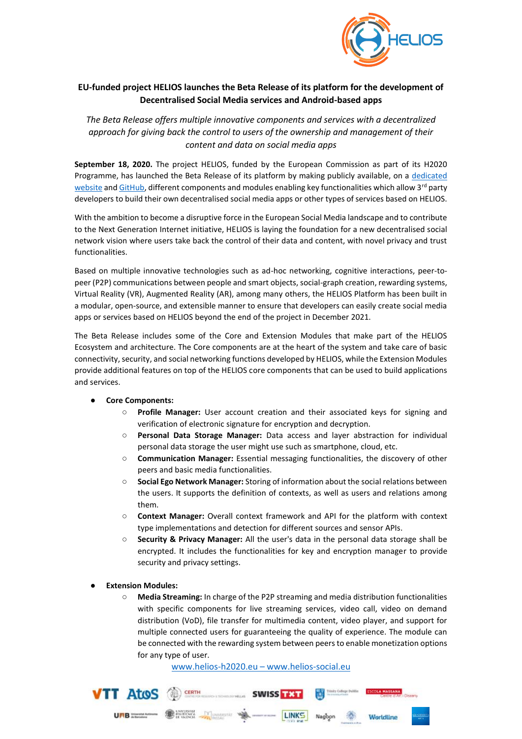# EU-funded project HELIOS launches the Beta Release of its platform for the development of Decentralised Social Media services and Android-based apps

*The Beta Release offers multiple innovative components and services with a decentralized approach for giving back the control to users of the ownership and management of their content and data on social media apps*

**September 18, 2020.** The project HELIOS, funded by the European Commission as part of its H2020 Programme, has launched the Beta Release of its platform by making publicly available, on a dedicated website and GitHub, different components and modules enabling key functionalities which allow 3rd party developers to build their own decentralised social media apps or other types of services based on HELIOS.

With the ambition to become a disruptive force in the European Social Media landscape and to contribute to the Next Generation Internet initiative, HELIOS is laying the foundation for a new decentralised social network vision where users take back the control of their data and content, with novel privacy and trust functionalities.

Based on multiple innovative technologies such as ad-hoc networking, cognitive interactions, peer-to-peer (P2P) communications between people and smart objects, social-graph creation, rewarding systems, Virtual Reality (VR), Augmented Reality (AR), among many others, the HELIOS Platform has been built in a modular, open-source, and extensible manner to ensure that developers can easily create social media apps or services based on HELIOS beyond the end of the project in December 2021.

The Beta Release includes some of the Core and Extension Modules that make part of the HELIOS Ecosystem and architecture. The Core components are at the heart of the system and take care of basic connectivity, security, and social networking functions developed by HELIOS, while the Extension Modules provide additional features on top of the HELIOS core components that can be used to build applications and services.

- **Core Components:**
  - **Profile Manager:** User account creation and their associated keys for signing and verification of electronic signature for encryption and decryption.
  - **Personal Data Storage Manager:** Data access and layer abstraction for individual personal data storage the user might use such as smartphone, cloud, etc.
  - **Communication Manager:** Essential messaging functionalities, the discovery of other peers and basic media functionalities.
  - **Social Ego Network Manager:** Storing of information about the social relations between the users. It supports the definition of contexts, as well as users and relations among them.
  - **Context Manager:** Overall context framework and API for the platform with context type implementations and detection for different sources and sensor APIs.
  - **Security & Privacy Manager:** All the user's data in the personal data storage shall be encrypted. It includes the functionalities for key and encryption manager to provide security and privacy settings.

- **Extension Modules:**
  - **Media Streaming:** In charge of the P2P streaming and media distribution functionalities with specific components for live streaming services, video call, video on demand distribution (VoD), file transfer for multimedia content, video player, and support for multiple connected users for guaranteeing the quality of experience. The module can be connected with the rewarding system between peers to enable monetization options for any type of user.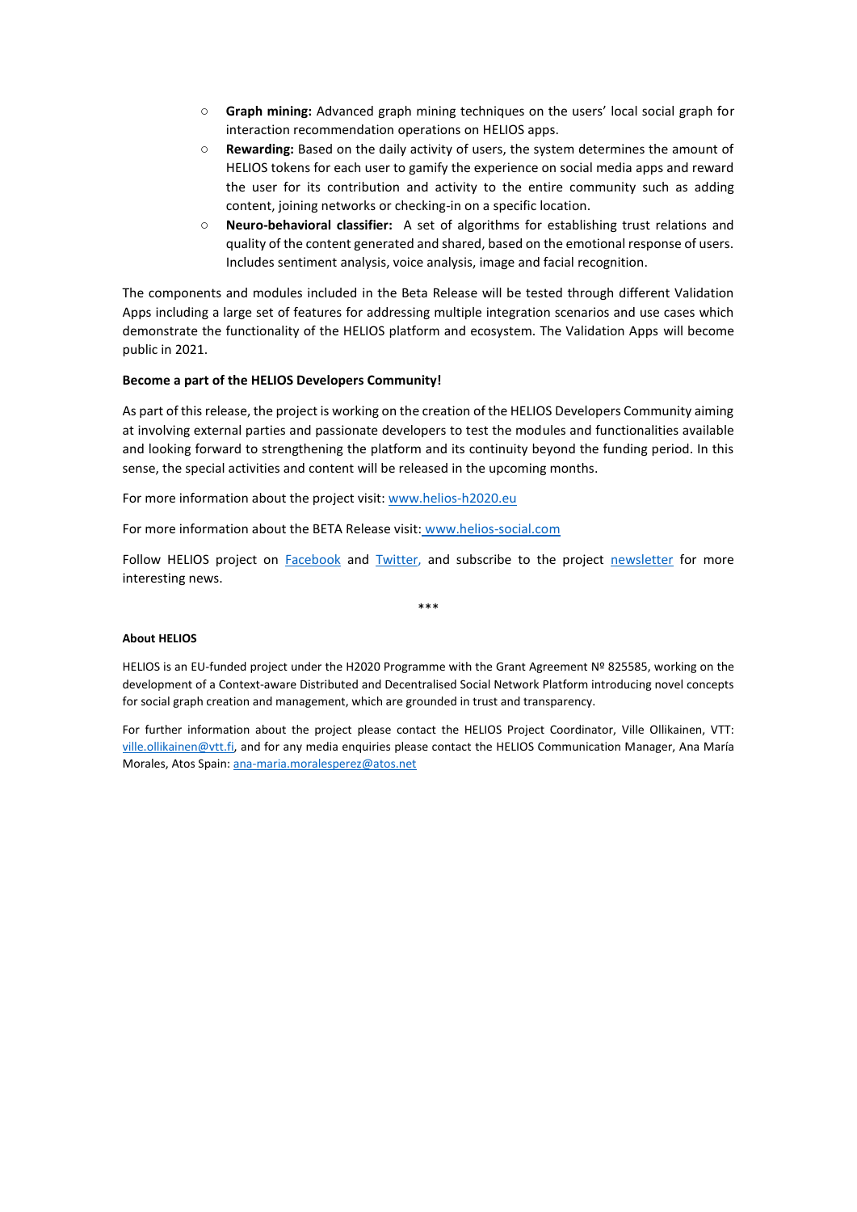- **Graph mining:** Advanced graph mining techniques on the users' local social graph for interaction recommendation operations on HELIOS apps.
- **Rewarding:** Based on the daily activity of users, the system determines the amount of HELIOS tokens for each user to gamify the experience on social media apps and reward the user for its contribution and activity to the entire community such as adding content, joining networks or checking-in on a specific location.
- **Neuro-behavioral classifier:** A set of algorithms for establishing trust relations and quality of the content generated and shared, based on the emotional response of users. Includes sentiment analysis, voice analysis, image and facial recognition.

The components and modules included in the Beta Release will be tested through different Validation Apps including a large set of features for addressing multiple integration scenarios and use cases which demonstrate the functionality of the HELIOS platform and ecosystem. The Validation Apps will become public in 2021.

**Become a part of the HELIOS Developers Community!**

As part of this release, the project is working on the creation of the HELIOS Developers Community aiming at involving external parties and passionate developers to test the modules and functionalities available and looking forward to strengthening the platform and its continuity beyond the funding period. In this sense, the special activities and content will be released in the upcoming months.

For more information about the project visit: www.helios-h2020.eu

For more information about the BETA Release visit: www.helios-social.com

Follow HELIOS project on Facebook and Twitter, and subscribe to the project newsletter for more interesting news.

***

**About HELIOS**

HELIOS is an EU-funded project under the H2020 Programme with the Grant Agreement Nº 825585, working on the development of a Context-aware Distributed and Decentralised Social Network Platform introducing novel concepts for social graph creation and management, which are grounded in trust and transparency.

For further information about the project please contact the HELIOS Project Coordinator, Ville Ollikainen, VTT: ville.ollikainen@vtt.fi, and for any media enquiries please contact the HELIOS Communication Manager, Ana María Morales, Atos Spain: ana-maria.moralesperez@atos.net